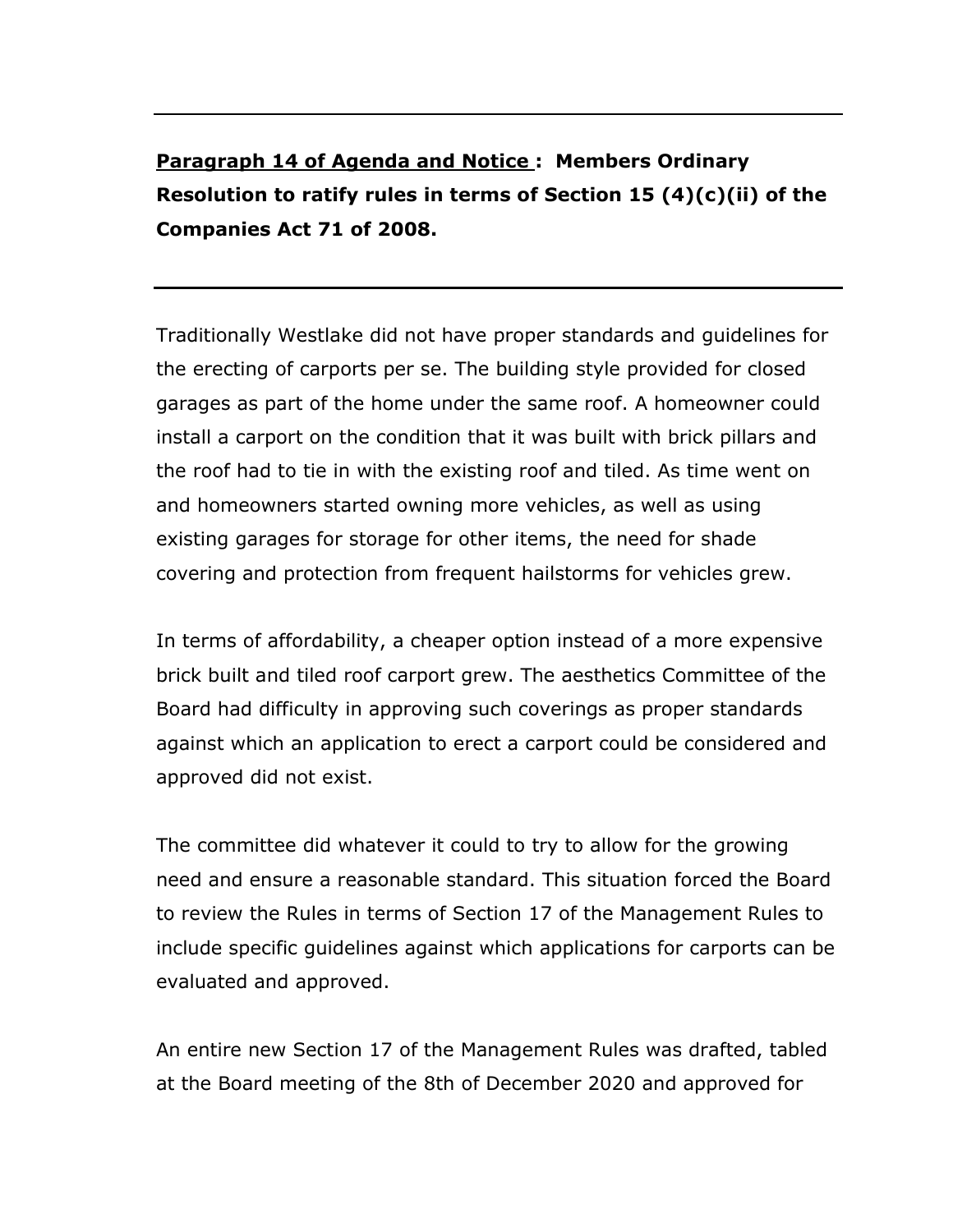---

**<u>Paragraph 14 of Agenda and Notice</u> : Members Ordinary Resolution to ratify rules in terms of Section 15 (4)(c)(ii) of the Companies Act 71 of 2008.**

---

Traditionally Westlake did not have proper standards and guidelines for the erecting of carports per se. The building style provided for closed garages as part of the home under the same roof. A homeowner could install a carport on the condition that it was built with brick pillars and the roof had to tie in with the existing roof and tiled. As time went on and homeowners started owning more vehicles, as well as using existing garages for storage for other items, the need for shade covering and protection from frequent hailstorms for vehicles grew.

In terms of affordability, a cheaper option instead of a more expensive brick built and tiled roof carport grew. The aesthetics Committee of the Board had difficulty in approving such coverings as proper standards against which an application to erect a carport could be considered and approved did not exist.

The committee did whatever it could to try to allow for the growing need and ensure a reasonable standard. This situation forced the Board to review the Rules in terms of Section 17 of the Management Rules to include specific guidelines against which applications for carports can be evaluated and approved.

An entire new Section 17 of the Management Rules was drafted, tabled at the Board meeting of the 8th of December 2020 and approved for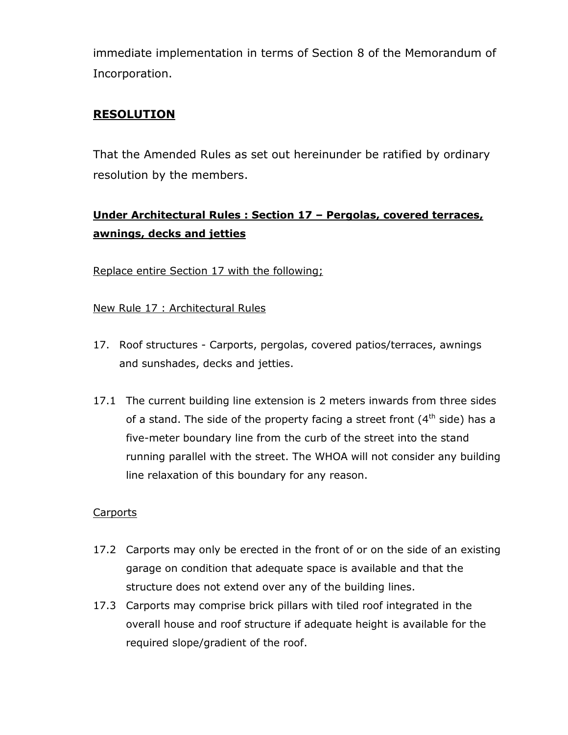immediate implementation in terms of Section 8 of the Memorandum of Incorporation.

**RESOLUTION**

That the Amended Rules as set out hereinunder be ratified by ordinary resolution by the members.

**Under Architectural Rules : Section 17 – Pergolas, covered terraces, awnings, decks and jetties**

Replace entire Section 17 with the following;

New Rule 17 : Architectural Rules

17. Roof structures - Carports, pergolas, covered patios/terraces, awnings and sunshades, decks and jetties.

17.1 The current building line extension is 2 meters inwards from three sides of a stand. The side of the property facing a street front (4th side) has a five-meter boundary line from the curb of the street into the stand running parallel with the street. The WHOA will not consider any building line relaxation of this boundary for any reason.

Carports

17.2 Carports may only be erected in the front of or on the side of an existing garage on condition that adequate space is available and that the structure does not extend over any of the building lines.

17.3 Carports may comprise brick pillars with tiled roof integrated in the overall house and roof structure if adequate height is available for the required slope/gradient of the roof.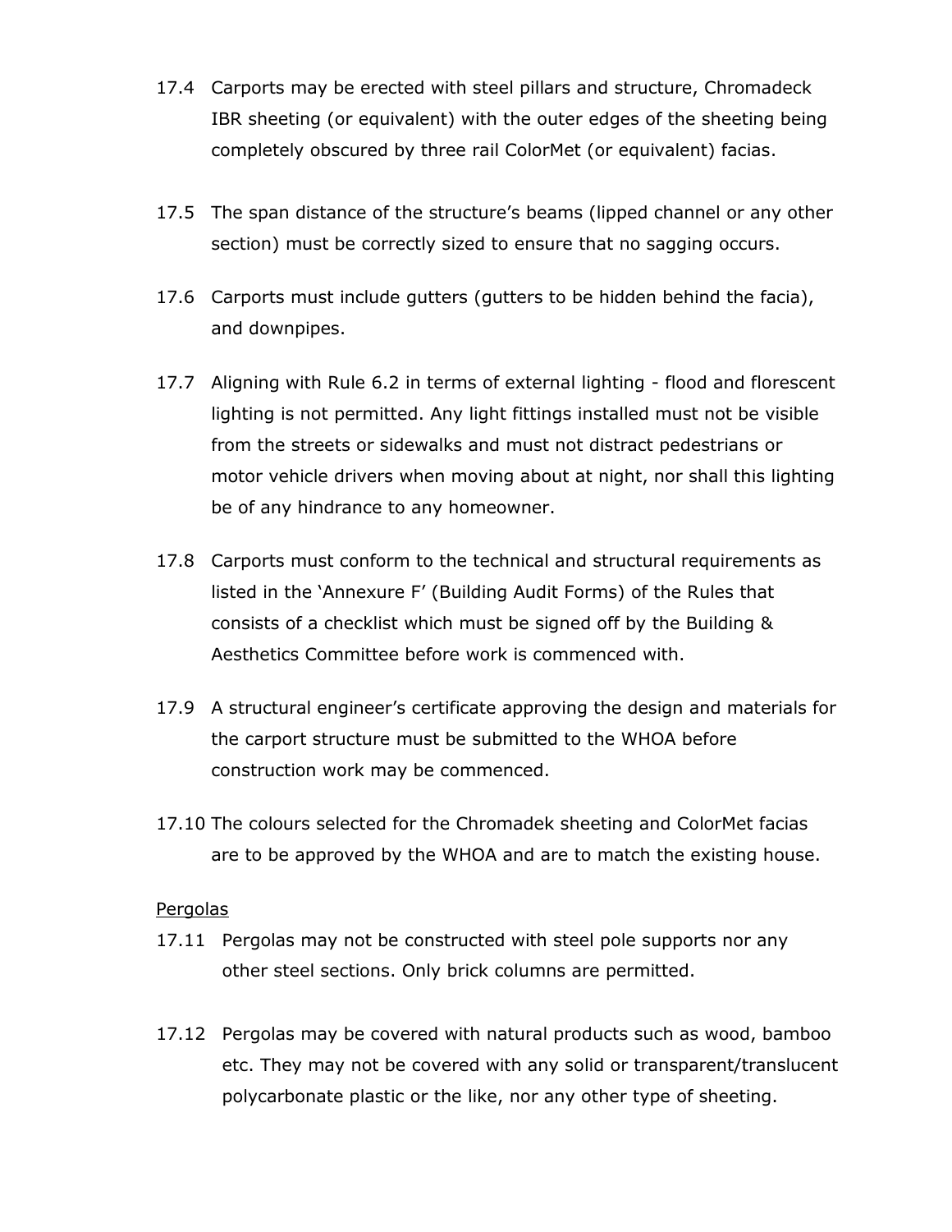17.4 Carports may be erected with steel pillars and structure, Chromadeck IBR sheeting (or equivalent) with the outer edges of the sheeting being completely obscured by three rail ColorMet (or equivalent) facias.

17.5 The span distance of the structure's beams (lipped channel or any other section) must be correctly sized to ensure that no sagging occurs.

17.6 Carports must include gutters (gutters to be hidden behind the facia), and downpipes.

17.7 Aligning with Rule 6.2 in terms of external lighting - flood and florescent lighting is not permitted. Any light fittings installed must not be visible from the streets or sidewalks and must not distract pedestrians or motor vehicle drivers when moving about at night, nor shall this lighting be of any hindrance to any homeowner.

17.8 Carports must conform to the technical and structural requirements as listed in the 'Annexure F' (Building Audit Forms) of the Rules that consists of a checklist which must be signed off by the Building & Aesthetics Committee before work is commenced with.

17.9 A structural engineer's certificate approving the design and materials for the carport structure must be submitted to the WHOA before construction work may be commenced.

17.10 The colours selected for the Chromadek sheeting and ColorMet facias are to be approved by the WHOA and are to match the existing house.

<u>Pergolas</u>

17.11 Pergolas may not be constructed with steel pole supports nor any other steel sections. Only brick columns are permitted.

17.12 Pergolas may be covered with natural products such as wood, bamboo etc. They may not be covered with any solid or transparent/translucent polycarbonate plastic or the like, nor any other type of sheeting.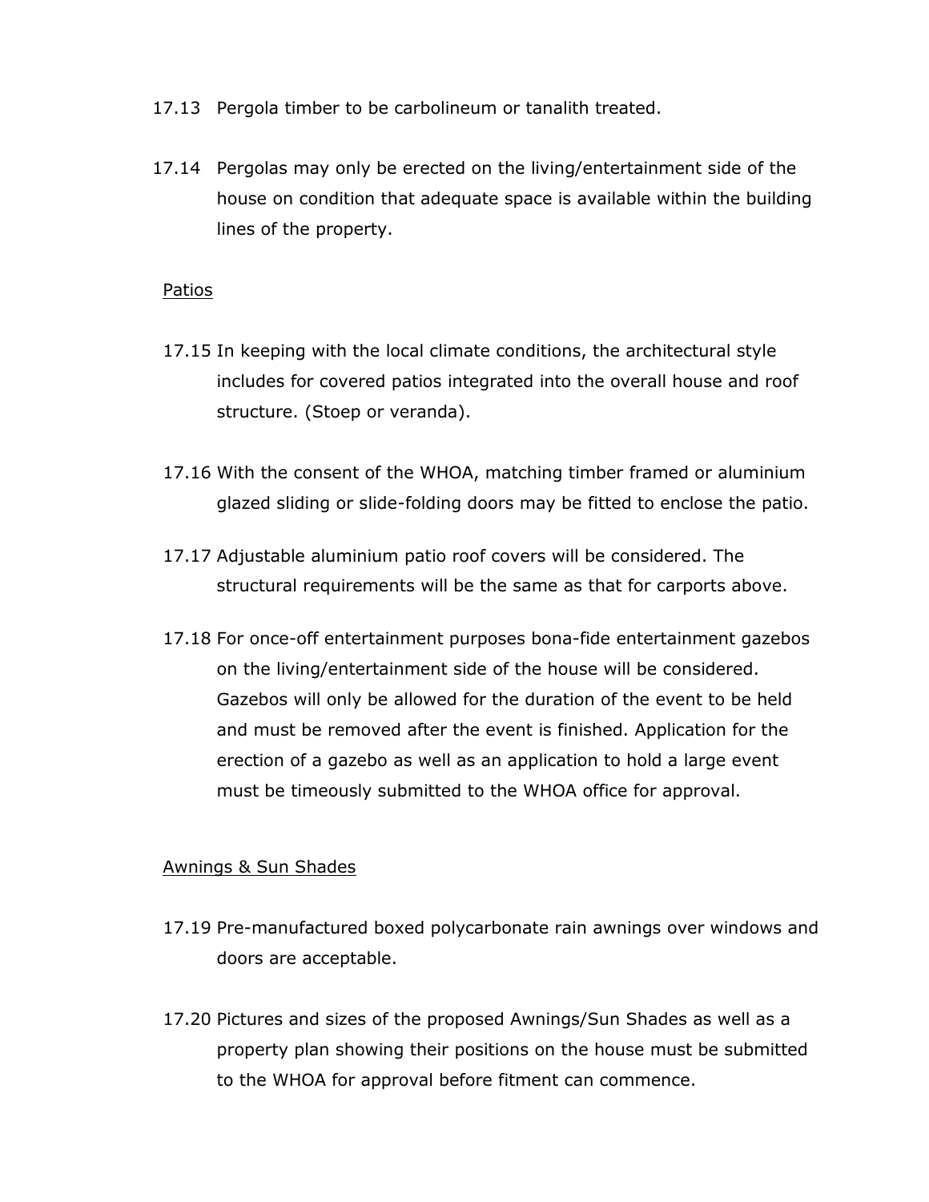17.13 Pergola timber to be carbolineum or tanalith treated.

17.14 Pergolas may only be erected on the living/entertainment side of the house on condition that adequate space is available within the building lines of the property.

<u>Patios</u>

17.15 In keeping with the local climate conditions, the architectural style includes for covered patios integrated into the overall house and roof structure. (Stoep or veranda).

17.16 With the consent of the WHOA, matching timber framed or aluminium glazed sliding or slide-folding doors may be fitted to enclose the patio.

17.17 Adjustable aluminium patio roof covers will be considered. The structural requirements will be the same as that for carports above.

17.18 For once-off entertainment purposes bona-fide entertainment gazebos on the living/entertainment side of the house will be considered. Gazebos will only be allowed for the duration of the event to be held and must be removed after the event is finished. Application for the erection of a gazebo as well as an application to hold a large event must be timeously submitted to the WHOA office for approval.

<u>Awnings & Sun Shades</u>

17.19 Pre-manufactured boxed polycarbonate rain awnings over windows and doors are acceptable.

17.20 Pictures and sizes of the proposed Awnings/Sun Shades as well as a property plan showing their positions on the house must be submitted to the WHOA for approval before fitment can commence.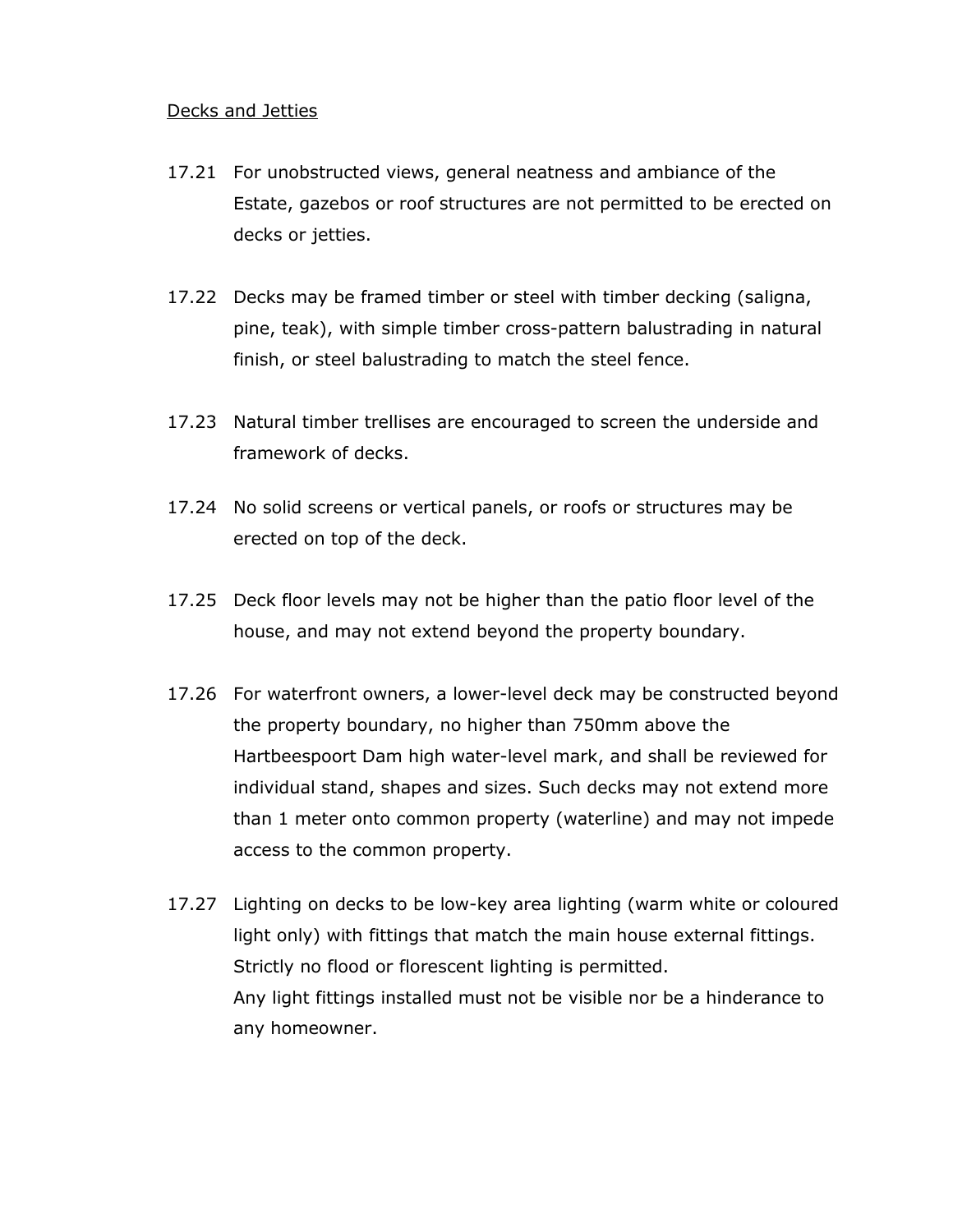<u>Decks and Jetties</u>

17.21 For unobstructed views, general neatness and ambiance of the Estate, gazebos or roof structures are not permitted to be erected on decks or jetties.

17.22 Decks may be framed timber or steel with timber decking (saligna, pine, teak), with simple timber cross-pattern balustrading in natural finish, or steel balustrading to match the steel fence.

17.23 Natural timber trellises are encouraged to screen the underside and framework of decks.

17.24 No solid screens or vertical panels, or roofs or structures may be erected on top of the deck.

17.25 Deck floor levels may not be higher than the patio floor level of the house, and may not extend beyond the property boundary.

17.26 For waterfront owners, a lower-level deck may be constructed beyond the property boundary, no higher than 750mm above the Hartbeespoort Dam high water-level mark, and shall be reviewed for individual stand, shapes and sizes. Such decks may not extend more than 1 meter onto common property (waterline) and may not impede access to the common property.

17.27 Lighting on decks to be low-key area lighting (warm white or coloured light only) with fittings that match the main house external fittings. Strictly no flood or florescent lighting is permitted.
Any light fittings installed must not be visible nor be a hinderance to any homeowner.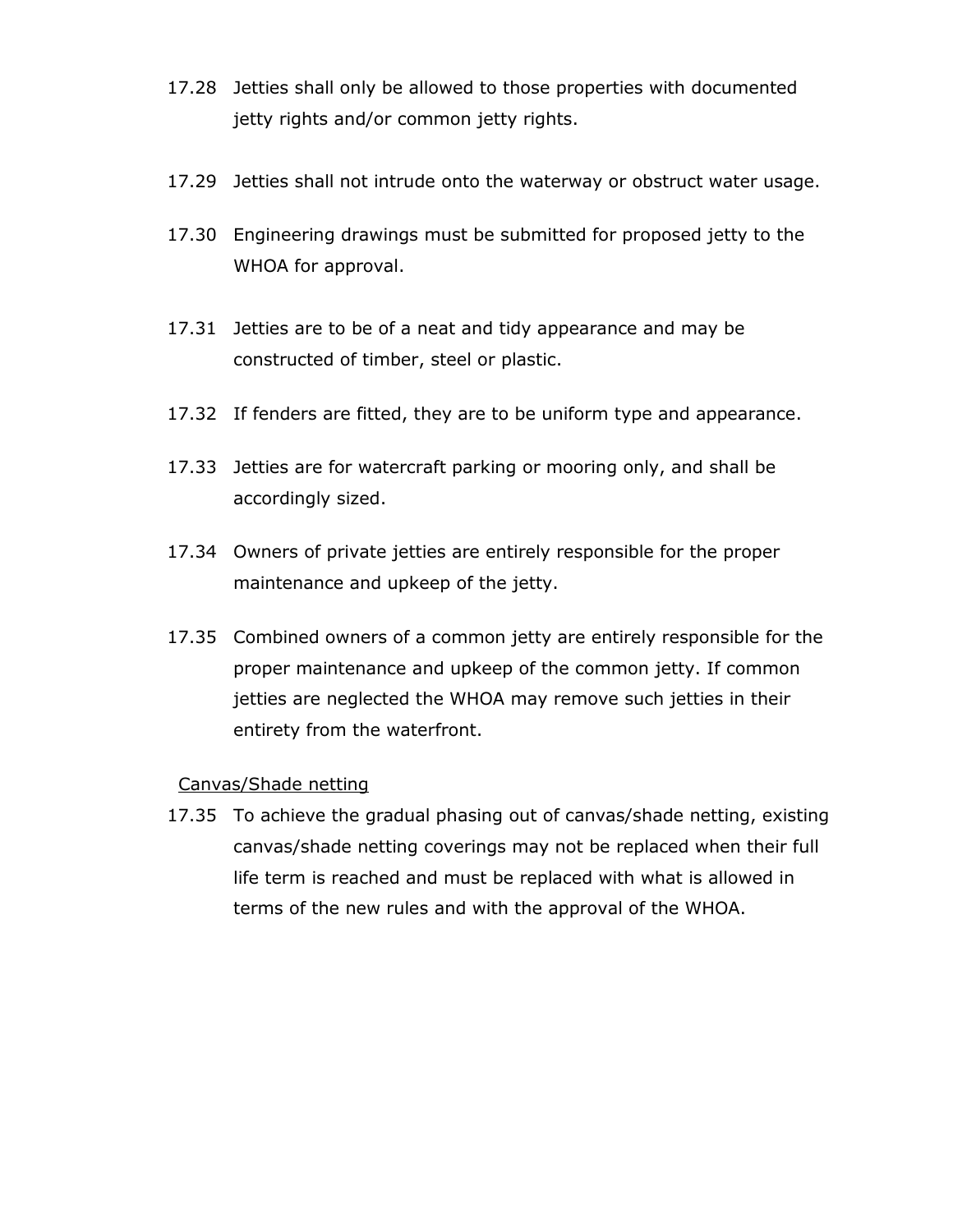17.28 Jetties shall only be allowed to those properties with documented jetty rights and/or common jetty rights.

17.29 Jetties shall not intrude onto the waterway or obstruct water usage.

17.30 Engineering drawings must be submitted for proposed jetty to the WHOA for approval.

17.31 Jetties are to be of a neat and tidy appearance and may be constructed of timber, steel or plastic.

17.32 If fenders are fitted, they are to be uniform type and appearance.

17.33 Jetties are for watercraft parking or mooring only, and shall be accordingly sized.

17.34 Owners of private jetties are entirely responsible for the proper maintenance and upkeep of the jetty.

17.35 Combined owners of a common jetty are entirely responsible for the proper maintenance and upkeep of the common jetty. If common jetties are neglected the WHOA may remove such jetties in their entirety from the waterfront.

<u>Canvas/Shade netting</u>

17.35 To achieve the gradual phasing out of canvas/shade netting, existing canvas/shade netting coverings may not be replaced when their full life term is reached and must be replaced with what is allowed in terms of the new rules and with the approval of the WHOA.